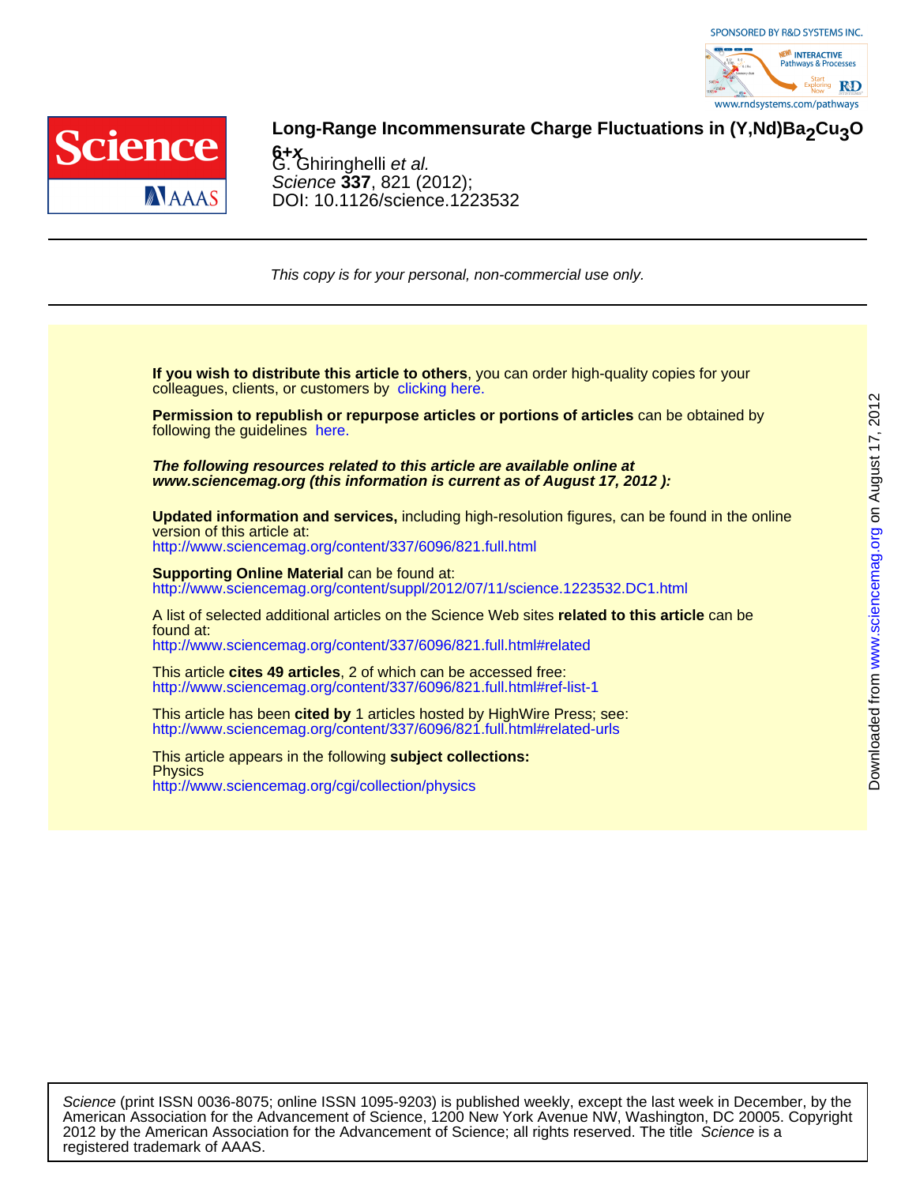SPONSORED BY R&D SYSTEMS INC.

# Long-Range Incommensurate Charge Fluctuations in $(Y,Nd)Ba_2Cu_3O_{6+x}$

G. Ghiringhelli *et al.*

*Science* **337**, 821 (2012);
DOI: 10.1126/science.1223532

*This copy is for your personal, non-commercial use only.*

**If you wish to distribute this article to others**, you can order high-quality copies for your colleagues, clients, or customers by clicking here.

**Permission to republish or repurpose articles or portions of articles** can be obtained by following the guidelines here.

***The following resources related to this article are available online at www.sciencemag.org (this information is current as of August 17, 2012 ):***

**Updated information and services,** including high-resolution figures, can be found in the online version of this article at:
http://www.sciencemag.org/content/337/6096/821.full.html

**Supporting Online Material** can be found at:
http://www.sciencemag.org/content/suppl/2012/07/11/science.1223532.DC1.html

A list of selected additional articles on the Science Web sites **related to this article** can be found at:
http://www.sciencemag.org/content/337/6096/821.full.html#related

This article **cites 49 articles**, 2 of which can be accessed free:
http://www.sciencemag.org/content/337/6096/821.full.html#ref-list-1

This article has been **cited by** 1 articles hosted by HighWire Press; see:
http://www.sciencemag.org/content/337/6096/821.full.html#related-urls

This article appears in the following **subject collections:**
Physics
http://www.sciencemag.org/cgi/collection/physics

*Science* (print ISSN 0036-8075; online ISSN 1095-9203) is published weekly, except the last week in December, by the American Association for the Advancement of Science, 1200 New York Avenue NW, Washington, DC 20005. Copyright 2012 by the American Association for the Advancement of Science; all rights reserved. The title *Science* is a registered trademark of AAAS.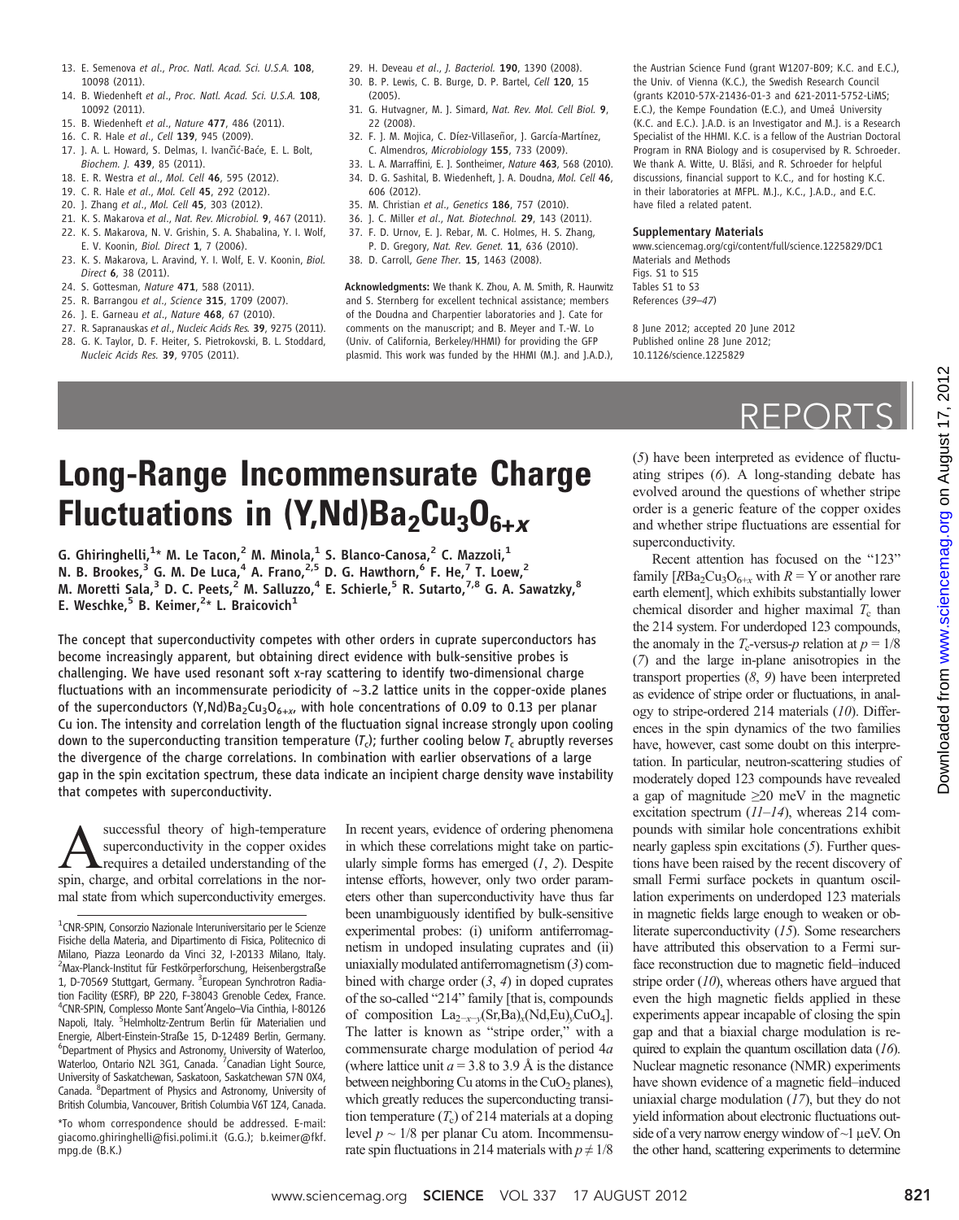13. E. Semenova et al., Proc. Natl. Acad. Sci. U.S.A. 108, 10098 (2011).
14. B. Wiedenheft et al., Proc. Natl. Acad. Sci. U.S.A. 108, 10092 (2011).
15. B. Wiedenheft et al., Nature 477, 486 (2011).
16. C. R. Hale et al., Cell 139, 945 (2009).
17. J. A. L. Howard, S. Delmas, I. Ivančić-Baće, E. L. Bolt, Biochem. J. 439, 85 (2011).
18. E. R. Westra et al., Mol. Cell 46, 595 (2012).
19. C. R. Hale et al., Mol. Cell 45, 292 (2012).
20. J. Zhang et al., Mol. Cell 45, 303 (2012).
21. K. S. Makarova et al., Nat. Rev. Microbiol. 9, 467 (2011).
22. K. S. Makarova, N. V. Grishin, S. A. Shabalina, Y. I. Wolf, E. V. Koonin, Biol. Direct 1, 7 (2006).
23. K. S. Makarova, L. Aravind, Y. I. Wolf, E. V. Koonin, Biol. Direct 6, 38 (2011).
24. S. Gottesman, Nature 471, 588 (2011).
25. R. Barrangou et al., Science 315, 1709 (2007).
26. J. E. Garneau et al., Nature 468, 67 (2010).
27. R. Sapranauskas et al., Nucleic Acids Res. 39, 9275 (2011).
28. G. K. Taylor, D. F. Heiter, S. Pietrokovski, B. L. Stoddard, Nucleic Acids Res. 39, 9705 (2011).
29. H. Deveau et al., J. Bacteriol. 190, 1390 (2008).
30. B. P. Lewis, C. B. Burge, D. P. Bartel, Cell 120, 15 (2005).
31. G. Hutvagner, M. J. Simard, Nat. Rev. Mol. Cell Biol. 9, 22 (2008).
32. F. J. M. Mojica, C. Díez-Villaseñor, J. García-Martínez, C. Almendros, Microbiology 155, 733 (2009).
33. L. A. Marraffini, E. J. Sontheimer, Nature 463, 568 (2010).
34. D. G. Sashital, B. Wiedenheft, J. A. Doudna, Mol. Cell 46, 606 (2012).
35. M. Christian et al., Genetics 186, 757 (2010).
36. J. C. Miller et al., Nat. Biotechnol. 29, 143 (2011).
37. F. D. Urnov, E. J. Rebar, M. C. Holmes, H. S. Zhang, P. D. Gregory, Nat. Rev. Genet. 11, 636 (2010).
38. D. Carroll, Gene Ther. 15, 1463 (2008).

**Acknowledgments:** We thank K. Zhou, A. M. Smith, R. Haurwitz and S. Sternberg for excellent technical assistance; members of the Doudna and Charpentier laboratories and J. Cate for comments on the manuscript; and B. Meyer and T.-W. Lo (Univ. of California, Berkeley/HHMI) for providing the GFP plasmid. This work was funded by the HHMI (M.J. and J.A.D.), the Austrian Science Fund (grant W1207-B09; K.C. and E.C.), the Univ. of Vienna (K.C.), the Swedish Research Council (grants K2010-57X-21436-01-3 and 621-2011-5752-LiMS; E.C.), the Kempe Foundation (E.C.), and Umeå University (K.C. and E.C.). J.A.D. is an Investigator and M.J. is a Research Specialist of the HHMI. K.C. is a fellow of the Austrian Doctoral Program in RNA Biology and is cosupervised by R. Schroeder. We thank A. Witte, U. Bläsi, and R. Schroeder for helpful discussions, financial support to K.C., and for hosting K.C. in their laboratories at MFPL. M.J., K.C., J.A.D., and E.C. have filed a related patent.

**Supplementary Materials**
www.sciencemag.org/cgi/content/full/science.1225829/DC1
Materials and Methods
Figs. S1 to S15
Tables S1 to S3
References (39–47)

8 June 2012; accepted 20 June 2012
Published online 28 June 2012;
10.1126/science.1225829

# REPORTS

# Long-Range Incommensurate Charge Fluctuations in $(Y,Nd)Ba_2Cu_3O_{6+x}$

G. Ghiringhelli,[1]* M. Le Tacon,[2] M. Minola,[1] S. Blanco-Canosa,[2] C. Mazzoli,[1] N. B. Brookes,[3] G. M. De Luca,[4] A. Frano,[2,5] D. G. Hawthorn,[6] F. He,[7] T. Loew,[2] M. Moretti Sala,[3] D. C. Peets,[2] M. Salluzzo,[4] E. Schierle,[5] R. Sutarto,[7,8] G. A. Sawatzky,[8] E. Weschke,[5] B. Keimer,[2]* L. Braicovich[1]

**The concept that superconductivity competes with other orders in cuprate superconductors has become increasingly apparent, but obtaining direct evidence with bulk-sensitive probes is challenging. We have used resonant soft x-ray scattering to identify two-dimensional charge fluctuations with an incommensurate periodicity of ~3.2 lattice units in the copper-oxide planes of the superconductors $(Y,Nd)Ba_2Cu_3O_{6+x}$, with hole concentrations of 0.09 to 0.13 per planar Cu ion. The intensity and correlation length of the fluctuation signal increase strongly upon cooling down to the superconducting transition temperature ($T_c$); further cooling below $T_c$ abruptly reverses the divergence of the charge correlations. In combination with earlier observations of a large gap in the spin excitation spectrum, these data indicate an incipient charge density wave instability that competes with superconductivity.**

A successful theory of high-temperature superconductivity in the copper oxides requires a detailed understanding of the spin, charge, and orbital correlations in the normal state from which superconductivity emerges. In recent years, evidence of ordering phenomena in which these correlations might take on particularly simple forms has emerged (1, 2). Despite intense efforts, however, only two order parameters other than superconductivity have thus far been unambiguously identified by bulk-sensitive experimental probes: (i) uniform antiferromagnetism in undoped insulating cuprates and (ii) uniaxially modulated antiferromagnetism (3) combined with charge order (3, 4) in doped cuprates of the so-called "214" family [that is, compounds of composition $La_{2-x-y}(Sr,Ba)_x(Nd,Eu)_yCuO_4$]. The latter is known as "stripe order," with a commensurate charge modulation of period $4a$ (where lattice unit $a$ = 3.8 to 3.9 Å is the distance between neighboring Cu atoms in the $CuO_2$ planes), which greatly reduces the superconducting transition temperature ($T_c$) of 214 materials at a doping level $p \sim 1/8$ per planar Cu atom. Incommensurate spin fluctuations in 214 materials with $p \neq 1/8$ (5) have been interpreted as evidence of fluctuating stripes (6). A long-standing debate has evolved around the questions of whether stripe order is a generic feature of the copper oxides and whether stripe fluctuations are essential for superconductivity.

Recent attention has focused on the "123" family [$RBa_2Cu_3O_{6+x}$ with $R$ = Y or another rare earth element], which exhibits substantially lower chemical disorder and higher maximal $T_c$ than the 214 system. For underdoped 123 compounds, the anomaly in the $T_c$-versus-$p$ relation at $p = 1/8$ (7) and the large in-plane anisotropies in the transport properties (8, 9) have been interpreted as evidence of stripe order or fluctuations, in analogy to stripe-ordered 214 materials (10). Differences in the spin dynamics of the two families have, however, cast some doubt on this interpretation. In particular, neutron-scattering studies of moderately doped 123 compounds have revealed a gap of magnitude ≥20 meV in the magnetic excitation spectrum (11–14), whereas 214 compounds with similar hole concentrations exhibit nearly gapless spin excitations (5). Further questions have been raised by the recent discovery of small Fermi surface pockets in quantum oscillation experiments on underdoped 123 materials in magnetic fields large enough to weaken or obliterate superconductivity (15). Some researchers have attributed this observation to a Fermi surface reconstruction due to magnetic field–induced stripe order (10), whereas others have argued that even the high magnetic fields applied in these experiments appear incapable of closing the spin gap and that a biaxial charge modulation is required to explain the quantum oscillation data (16). Nuclear magnetic resonance (NMR) experiments have shown evidence of a magnetic field–induced uniaxial charge modulation (17), but they do not yield information about electronic fluctuations outside of a very narrow energy window of ~1 μeV. On the other hand, scattering experiments to determine

[1]CNR-SPIN, Consorzio Nazionale Interuniversitario per le Scienze Fisiche della Materia, and Dipartimento di Fisica, Politecnico di Milano, Piazza Leonardo da Vinci 32, I-20133 Milano, Italy. [2]Max-Planck-Institut für Festkörperforschung, Heisenbergstraße 1, D-70569 Stuttgart, Germany. [3]European Synchrotron Radiation Facility (ESRF), BP 220, F-38043 Grenoble Cedex, France. [4]CNR-SPIN, Complesso Monte Sant'Angelo–Via Cinthia, I-80126 Napoli, Italy. [5]Helmholtz-Zentrum Berlin für Materialien und Energie, Albert-Einstein-Straße 15, D-12489 Berlin, Germany. [6]Department of Physics and Astronomy, University of Waterloo, Waterloo, Ontario N2L 3G1, Canada. [7]Canadian Light Source, University of Saskatchewan, Saskatoon, Saskatchewan S7N 0X4, Canada. [8]Department of Physics and Astronomy, University of British Columbia, Vancouver, British Columbia V6T 1Z4, Canada.

*To whom correspondence should be addressed. E-mail: giacomo.ghiringhelli@fisi.polimi.it (G.G.); b.keimer@fkf.mpg.de (B.K.)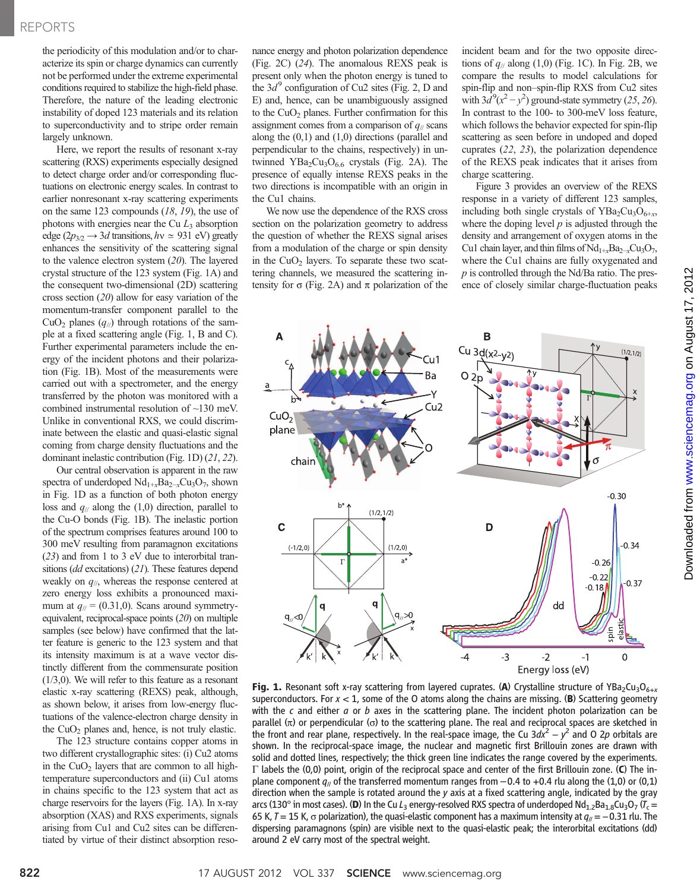the periodicity of this modulation and/or to characterize its spin or charge dynamics can currently not be performed under the extreme experimental conditions required to stabilize the high-field phase. Therefore, the nature of the leading electronic instability of doped 123 materials and its relation to superconductivity and to stripe order remain largely unknown.

Here, we report the results of resonant x-ray scattering (RXS) experiments especially designed to detect charge order and/or corresponding fluctuations on electronic energy scales. In contrast to earlier nonresonant x-ray scattering experiments on the same 123 compounds (18, 19), the use of photons with energies near the Cu $L_3$ absorption edge ($2p_{3/2} \rightarrow 3d$ transitions, $h\nu \simeq 931$ eV) greatly enhances the sensitivity of the scattering signal to the valence electron system (20). The layered crystal structure of the 123 system (Fig. 1A) and the consequent two-dimensional (2D) scattering cross section (20) allow for easy variation of the momentum-transfer component parallel to the $CuO_2$ planes ($q_{//}$) through rotations of the sample at a fixed scattering angle (Fig. 1, B and C). Further experimental parameters include the energy of the incident photons and their polarization (Fig. 1B). Most of the measurements were carried out with a spectrometer, and the energy transferred by the photon was monitored with a combined instrumental resolution of ~130 meV. Unlike in conventional RXS, we could discriminate between the elastic and quasi-elastic signal coming from charge density fluctuations and the dominant inelastic contribution (Fig. 1D) (21, 22).

Our central observation is apparent in the raw spectra of underdoped $Nd_{1+x}Ba_{2-x}Cu_3O_7$, shown in Fig. 1D as a function of both photon energy loss and $q_{//}$ along the (1,0) direction, parallel to the Cu-O bonds (Fig. 1B). The inelastic portion of the spectrum comprises features around 100 to 300 meV resulting from paramagnon excitations (23) and from 1 to 3 eV due to interorbital transitions (*dd* excitations) (21). These features depend weakly on $q_{//}$, whereas the response centered at zero energy loss exhibits a pronounced maximum at $q_{//} = (0.31,0)$. Scans around symmetry-equivalent, reciprocal-space points (20) on multiple samples (see below) have confirmed that the latter feature is generic to the 123 system and that its intensity maximum is at a wave vector distinctly different from the commensurate position (1/3,0). We will refer to this feature as a resonant elastic x-ray scattering (REXS) peak, although, as shown below, it arises from low-energy fluctuations of the valence-electron charge density in the $CuO_2$ planes and, hence, is not truly elastic.

The 123 structure contains copper atoms in two different crystallographic sites: (i) Cu2 atoms in the $CuO_2$ layers that are common to all high-temperature superconductors and (ii) Cu1 atoms in chains specific to the 123 system that act as charge reservoirs for the layers (Fig. 1A). In x-ray absorption (XAS) and RXS experiments, signals arising from Cu1 and Cu2 sites can be differentiated by virtue of their distinct absorption resonance energy and photon polarization dependence (Fig. 2C) (24). The anomalous REXS peak is present only when the photon energy is tuned to the $3d^9$ configuration of Cu2 sites (Fig. 2, D and E) and, hence, can be unambiguously assigned to the $CuO_2$ planes. Further confirmation for this assignment comes from a comparison of $q_{//}$ scans along the (0,1) and (1,0) directions (parallel and perpendicular to the chains, respectively) in untwinned $YBa_2Cu_3O_{6.6}$ crystals (Fig. 2A). The presence of equally intense REXS peaks in the two directions is incompatible with an origin in the Cu1 chains.

We now use the dependence of the RXS cross section on the polarization geometry to address the question of whether the REXS signal arises from a modulation of the charge or spin density in the $CuO_2$ layers. To separate these two scattering channels, we measured the scattering intensity for σ (Fig. 2A) and π polarization of the incident beam and for the two opposite directions of $q_{//}$ along (1,0) (Fig. 1C). In Fig. 2B, we compare the results to model calculations for spin-flip and non–spin-flip RXS from Cu2 sites with $3d^9(x^2 - y^2)$ ground-state symmetry (25, 26). In contrast to the 100- to 300-meV loss feature, which follows the behavior expected for spin-flip scattering as seen before in undoped and doped cuprates (22, 23), the polarization dependence of the REXS peak indicates that it arises from charge scattering.

Figure 3 provides an overview of the REXS response in a variety of different 123 samples, including both single crystals of $YBa_2Cu_3O_{6+x}$, where the doping level *p* is adjusted through the density and arrangement of oxygen atoms in the Cu1 chain layer, and thin films of $Nd_{1+x}Ba_{2-x}Cu_3O_7$, where the Cu1 chains are fully oxygenated and *p* is controlled through the Nd/Ba ratio. The presence of closely similar charge-fluctuation peaks

**Fig. 1.** Resonant soft x-ray scattering from layered cuprates. (**A**) Crystalline structure of $YBa_2Cu_3O_{6+x}$ superconductors. For $x < 1$, some of the O atoms along the chains are missing. (**B**) Scattering geometry with the *c* and either *a* or *b* axes in the scattering plane. The incident photon polarization can be parallel (π) or perpendicular (σ) to the scattering plane. The real and reciprocal spaces are sketched in the front and rear plane, respectively. In the real-space image, the Cu $3dx^2 - y^2$ and O 2*p* orbitals are shown. In the reciprocal-space image, the nuclear and magnetic first Brillouin zones are drawn with solid and dotted lines, respectively; the thick green line indicates the range covered by the experiments. Γ labels the (0,0) point, origin of the reciprocal space and center of the first Brillouin zone. (**C**) The in-plane component $q_{//}$ of the transferred momentum ranges from −0.4 to +0.4 rlu along the (1,0) or (0,1) direction when the sample is rotated around the *y* axis at a fixed scattering angle, indicated by the gray arcs (130° in most cases). (**D**) In the Cu $L_3$ energy-resolved RXS spectra of underdoped $Nd_{1.2}Ba_{1.8}Cu_3O_7$ ($T_c$ = 65 K, *T* = 15 K, σ polarization), the quasi-elastic component has a maximum intensity at $q_{//} = -0.31$ rlu. The dispersing paramagnons (spin) are visible next to the quasi-elastic peak; the interorbital excitations (dd) around 2 eV carry most of the spectral weight.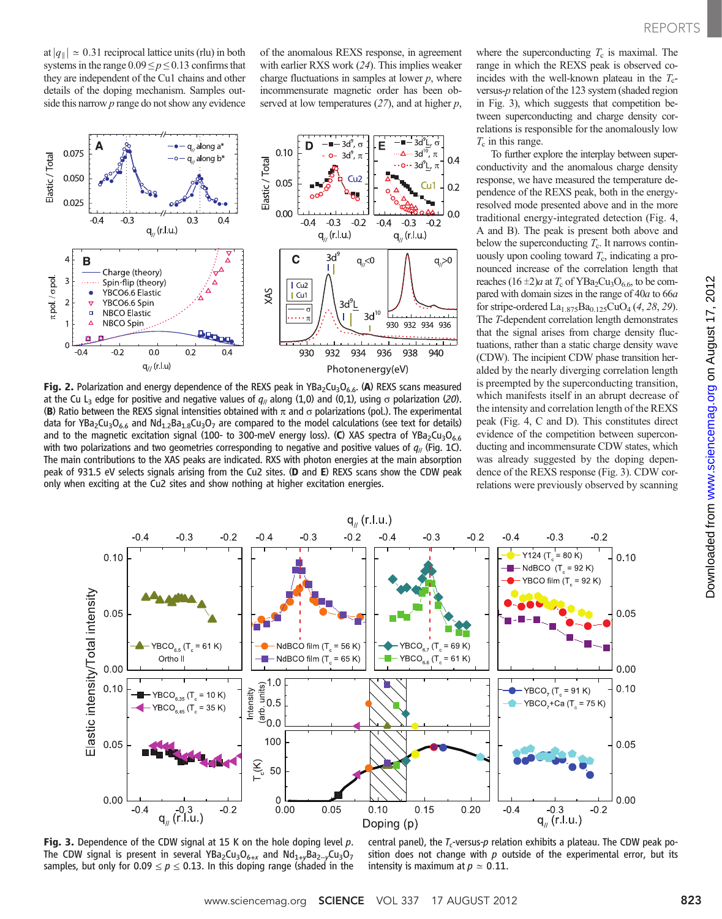at $|q_{\parallel}| \simeq 0.31$ reciprocal lattice units (rlu) in both systems in the range $0.09 \leq p \leq 0.13$ confirms that they are independent of the Cu1 chains and other details of the doping mechanism. Samples outside this narrow $p$ range do not show any evidence of the anomalous REXS response, in agreement with earlier RXS work (24). This implies weaker charge fluctuations in samples at lower $p$, where incommensurate magnetic order has been observed at low temperatures (27), and at higher $p$, where the superconducting $T_c$ is maximal. The range in which the REXS peak is observed coincides with the well-known plateau in the $T_c$-versus-$p$ relation of the 123 system (shaded region in Fig. 3), which suggests that competition between superconducting and charge density correlations is responsible for the anomalously low $T_c$ in this range.

To further explore the interplay between superconductivity and the anomalous charge density response, we have measured the temperature dependence of the REXS peak, both in the energy-resolved mode presented above and in the more traditional energy-integrated detection (Fig. 4, A and B). The peak is present both above and below the superconducting $T_c$. It narrows continuously upon cooling toward $T_c$, indicating a pronounced increase of the correlation length that reaches $(16 \pm 2)a$ at $T_c$ of $YBa_2Cu_3O_{6.6}$, to be compared with domain sizes in the range of $40a$ to $66a$ for stripe-ordered $La_{1.875}Ba_{0.125}CuO_4$ (4, 28, 29). The $T$-dependent correlation length demonstrates that the signal arises from charge density fluctuations, rather than a static charge density wave (CDW). The incipient CDW phase transition heralded by the nearly diverging correlation length is preempted by the superconducting transition, which manifests itself in an abrupt decrease of the intensity and correlation length of the REXS peak (Fig. 4, C and D). This constitutes direct evidence of the competition between superconducting and incommensurate CDW states, which was already suggested by the doping dependence of the REXS response (Fig. 3). CDW correlations were previously observed by scanning

**Fig. 2.** Polarization and energy dependence of the REXS peak in $YBa_2Cu_3O_{6.6}$. (**A**) REXS scans measured at the Cu $L_3$ edge for positive and negative values of $q_{//}$ along (1,0) and (0,1), using $\sigma$ polarization (20). (**B**) Ratio between the REXS signal intensities obtained with $\pi$ and $\sigma$ polarizations (pol.). The experimental data for $YBa_2Cu_3O_{6.6}$ and $Nd_{1.2}Ba_{1.8}Cu_3O_7$ are compared to the model calculations (see text for details) and to the magnetic excitation signal (100- to 300-meV energy loss). (**C**) XAS spectra of $YBa_2Cu_3O_{6.6}$ with two polarizations and two geometries corresponding to negative and positive values of $q_{//}$ (Fig. 1C). The main contributions to the XAS peaks are indicated. RXS with photon energies at the main absorption peak of 931.5 eV selects signals arising from the Cu2 sites. (**D** and **E**) REXS scans show the CDW peak only when exciting at the Cu2 sites and show nothing at higher excitation energies.

**Fig. 3.** Dependence of the CDW signal at 15 K on the hole doping level $p$. The CDW signal is present in several $YBa_2Cu_3O_{6+x}$ and $Nd_{1+y}Ba_{2-y}Cu_3O_7$ samples, but only for $0.09 \leq p \leq 0.13$. In this doping range (shaded in the central panel), the $T_c$-versus-$p$ relation exhibits a plateau. The CDW peak position does not change with $p$ outside of the experimental error, but its intensity is maximum at $p \simeq 0.11$.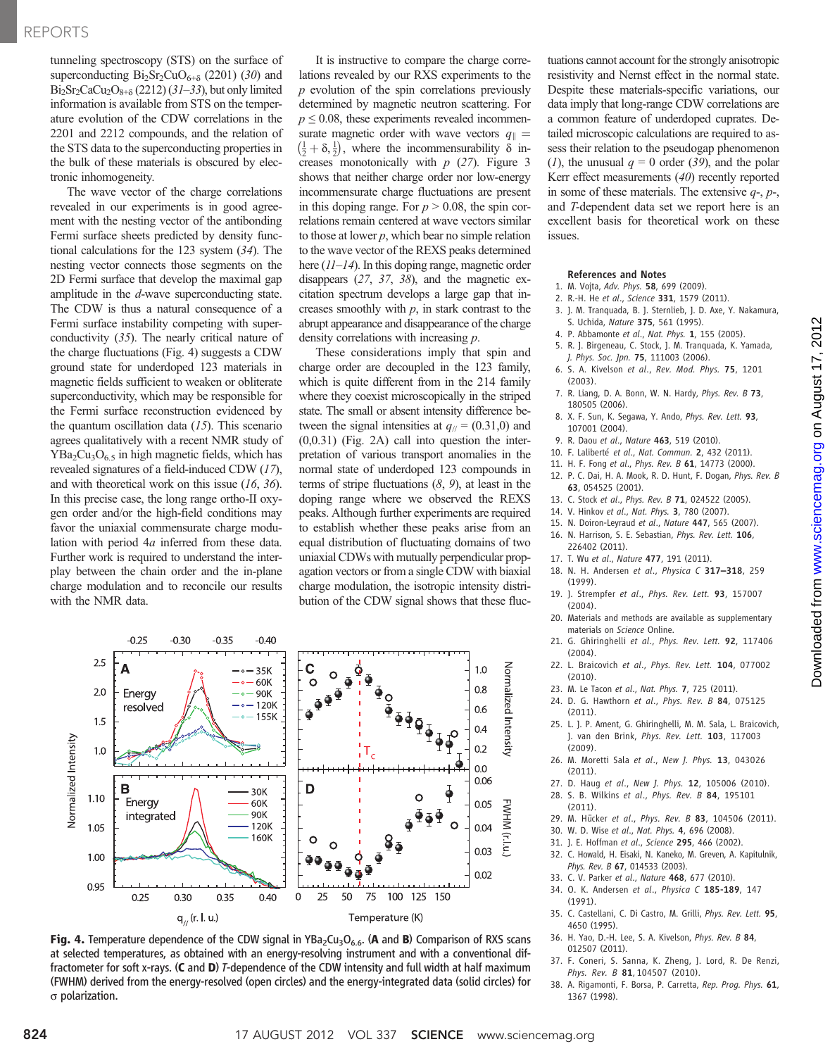tunneling spectroscopy (STS) on the surface of superconducting $Bi_2Sr_2CuO_{6+\delta}$ (2201) (30) and $Bi_2Sr_2CaCu_2O_{8+\delta}$ (2212) (31–33), but only limited information is available from STS on the temperature evolution of the CDW correlations in the 2201 and 2212 compounds, and the relation of the STS data to the superconducting properties in the bulk of these materials is obscured by electronic inhomogeneity.

The wave vector of the charge correlations revealed in our experiments is in good agreement with the nesting vector of the antibonding Fermi surface sheets predicted by density functional calculations for the 123 system (34). The nesting vector connects those segments on the 2D Fermi surface that develop the maximal gap amplitude in the *d*-wave superconducting state. The CDW is thus a natural consequence of a Fermi surface instability competing with superconductivity (35). The nearly critical nature of the charge fluctuations (Fig. 4) suggests a CDW ground state for underdoped 123 materials in magnetic fields sufficient to weaken or obliterate superconductivity, which may be responsible for the Fermi surface reconstruction evidenced by the quantum oscillation data (15). This scenario agrees qualitatively with a recent NMR study of $YBa_2Cu_3O_{6.5}$ in high magnetic fields, which has revealed signatures of a field-induced CDW (17), and with theoretical work on this issue (16, 36). In this precise case, the long range ortho-II oxygen order and/or the high-field conditions may favor the uniaxial commensurate charge modulation with period 4*a* inferred from these data. Further work is required to understand the interplay between the chain order and the in-plane charge modulation and to reconcile our results with the NMR data.

It is instructive to compare the charge correlations revealed by our RXS experiments to the *p* evolution of the spin correlations previously determined by magnetic neutron scattering. For $p \leq 0.08$, these experiments revealed incommensurate magnetic order with wave vectors $q_\parallel = \left(\frac{1}{2}+\delta, \frac{1}{2}\right)$, where the incommensurability $\delta$ increases monotonically with *p* (27). Figure 3 shows that neither charge order nor low-energy incommensurate charge fluctuations are present in this doping range. For $p > 0.08$, the spin correlations remain centered at wave vectors similar to those at lower *p*, which bear no simple relation to the wave vector of the REXS peaks determined here (11–14). In this doping range, magnetic order disappears (27, 37, 38), and the magnetic excitation spectrum develops a large gap that increases smoothly with *p*, in stark contrast to the abrupt appearance and disappearance of the charge density correlations with increasing *p*.

These considerations imply that spin and charge order are decoupled in the 123 family, which is quite different from in the 214 family where they coexist microscopically in the striped state. The small or absent intensity difference between the signal intensities at $q_{//} = (0.31,0)$ and $(0,0.31)$ (Fig. 2A) call into question the interpretation of various transport anomalies in the normal state of underdoped 123 compounds in terms of stripe fluctuations (8, 9), at least in the doping range where we observed the REXS peaks. Although further experiments are required to establish whether these peaks arise from an equal distribution of fluctuating domains of two uniaxial CDWs with mutually perpendicular propagation vectors or from a single CDW with biaxial charge modulation, the isotropic intensity distribution of the CDW signal shows that these fluctuations cannot account for the strongly anisotropic resistivity and Nernst effect in the normal state. Despite these materials-specific variations, our data imply that long-range CDW correlations are a common feature of underdoped cuprates. Detailed microscopic calculations are required to assess their relation to the pseudogap phenomenon (1), the unusual $q = 0$ order (39), and the polar Kerr effect measurements (40) recently reported in some of these materials. The extensive *q*-, *p*-, and *T*-dependent data set we report here is an excellent basis for theoretical work on these issues.

**Fig. 4.** Temperature dependence of the CDW signal in $YBa_2Cu_3O_{6.6}$. (**A** and **B**) Comparison of RXS scans at selected temperatures, as obtained with an energy-resolving instrument and with a conventional diffractometer for soft x-rays. (**C** and **D**) *T*-dependence of the CDW intensity and full width at half maximum (FWHM) derived from the energy-resolved (open circles) and the energy-integrated data (solid circles) for σ polarization.

## References and Notes

1. M. Vojta, *Adv. Phys.* **58**, 699 (2009).
2. R.-H. He *et al.*, *Science* **331**, 1579 (2011).
3. J. M. Tranquada, B. J. Sternlieb, J. D. Axe, Y. Nakamura, S. Uchida, *Nature* **375**, 561 (1995).
4. P. Abbamonte *et al.*, *Nat. Phys.* **1**, 155 (2005).
5. R. J. Birgeneau, C. Stock, J. M. Tranquada, K. Yamada, *J. Phys. Soc. Jpn.* **75**, 111003 (2006).
6. S. A. Kivelson *et al.*, *Rev. Mod. Phys.* **75**, 1201 (2003).
7. R. Liang, D. A. Bonn, W. N. Hardy, *Phys. Rev. B* **73**, 180505 (2006).
8. X. F. Sun, K. Segawa, Y. Ando, *Phys. Rev. Lett.* **93**, 107001 (2004).
9. R. Daou *et al.*, *Nature* **463**, 519 (2010).
10. F. Laliberté *et al.*, *Nat. Commun.* **2**, 432 (2011).
11. H. F. Fong *et al.*, *Phys. Rev. B* **61**, 14773 (2000).
12. P. C. Dai, H. A. Mook, R. D. Hunt, F. Dogan, *Phys. Rev. B* **63**, 054525 (2001).
13. C. Stock *et al.*, *Phys. Rev. B* **71**, 024522 (2005).
14. V. Hinkov *et al.*, *Nat. Phys.* **3**, 780 (2007).
15. N. Doiron-Leyraud *et al.*, *Nature* **447**, 565 (2007).
16. N. Harrison, S. E. Sebastian, *Phys. Rev. Lett.* **106**, 226402 (2011).
17. T. Wu *et al.*, *Nature* **477**, 191 (2011).
18. N. H. Andersen *et al.*, *Physica C* **317–318**, 259 (1999).
19. J. Strempfer *et al.*, *Phys. Rev. Lett.* **93**, 157007 (2004).
20. Materials and methods are available as supplementary materials on *Science* Online.
21. G. Ghiringhelli *et al.*, *Phys. Rev. Lett.* **92**, 117406 (2004).
22. L. Braicovich *et al.*, *Phys. Rev. Lett.* **104**, 077002 (2010).
23. M. Le Tacon *et al.*, *Nat. Phys.* **7**, 725 (2011).
24. D. G. Hawthorn *et al.*, *Phys. Rev. B* **84**, 075125 (2011).
25. L. J. P. Ament, G. Ghiringhelli, M. M. Sala, L. Braicovich, J. van den Brink, *Phys. Rev. Lett.* **103**, 117003 (2009).
26. M. Moretti Sala *et al.*, *New J. Phys.* **13**, 043026 (2011).
27. D. Haug *et al.*, *New J. Phys.* **12**, 105006 (2010).
28. S. B. Wilkins *et al.*, *Phys. Rev. B* **84**, 195101 (2011).
29. M. Hücker *et al.*, *Phys. Rev. B* **83**, 104506 (2011).
30. W. D. Wise *et al.*, *Nat. Phys.* **4**, 696 (2008).
31. J. E. Hoffman *et al.*, *Science* **295**, 466 (2002).
32. C. Howald, H. Eisaki, N. Kaneko, M. Greven, A. Kapitulnik, *Phys. Rev. B* **67**, 014533 (2003).
33. C. V. Parker *et al.*, *Nature* **468**, 677 (2010).
34. O. K. Andersen *et al.*, *Physica C* **185-189**, 147 (1991).
35. C. Castellani, C. Di Castro, M. Grilli, *Phys. Rev. Lett.* **95**, 4650 (1995).
36. H. Yao, D.-H. Lee, S. A. Kivelson, *Phys. Rev. B* **84**, 012507 (2011).
37. F. Coneri, S. Sanna, K. Zheng, J. Lord, R. De Renzi, *Phys. Rev. B* **81**, 104507 (2010).
38. A. Rigamonti, F. Borsa, P. Carretta, *Rep. Prog. Phys.* **61**, 1367 (1998).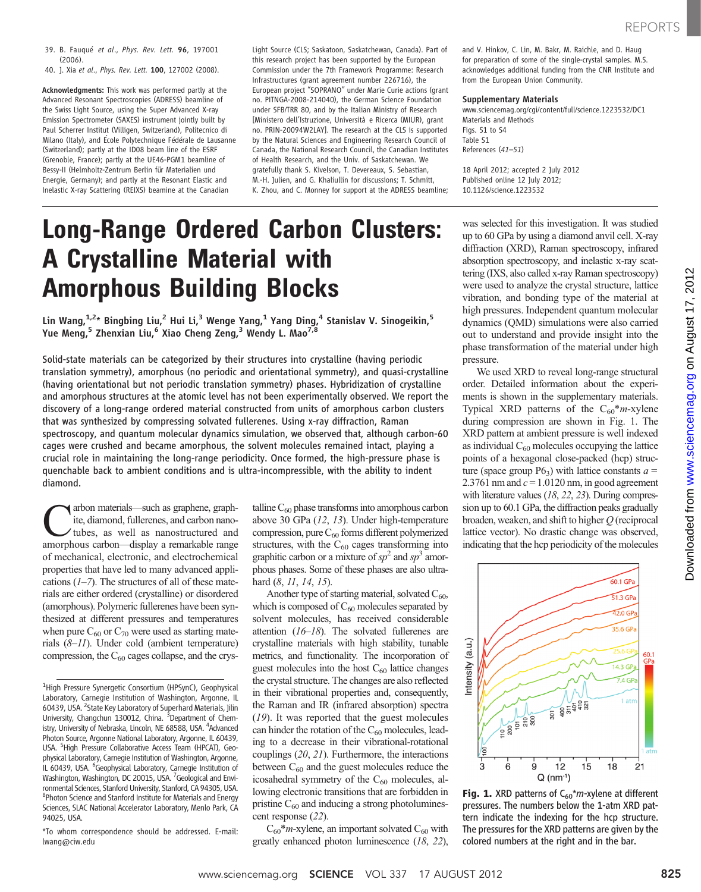39. B. Fauqué *et al.*, *Phys. Rev. Lett.* **96**, 197001 (2006).
40. J. Xia *et al.*, *Phys. Rev. Lett.* **100**, 127002 (2008).

**Acknowledgments:** This work was performed partly at the Advanced Resonant Spectroscopies (ADRESS) beamline of the Swiss Light Source, using the Super Advanced X-ray Emission Spectrometer (SAXES) instrument jointly built by Paul Scherrer Institut (Villigen, Switzerland), Politecnico di Milano (Italy), and École Polytechnique Fédérale de Lausanne (Switzerland); partly at the ID08 beam line of the ESRF (Grenoble, France); partly at the UE46-PGM1 beamline of Bessy-II (Helmholtz-Zentrum Berlin für Materialien und Energie, Germany); and partly at the Resonant Elastic and Inelastic X-ray Scattering (REIXS) beamline at the Canadian Light Source (CLS; Saskatoon, Saskatchewan, Canada). Part of this research project has been supported by the European Commission under the 7th Framework Programme: Research Infrastructures (grant agreement number 226716), the European project "SOPRANO" under Marie Curie actions (grant no. PITNGA-2008-214040), the German Science Foundation under SFB/TRR 80, and by the Italian Ministry of Research [Ministero dell'Istruzione, Università e Ricerca (MIUR), grant no. PRIN-20094W2LAY]. The research at the CLS is supported by the Natural Sciences and Engineering Research Council of Canada, the National Research Council, the Canadian Institutes of Health Research, and the Univ. of Saskatchewan. We gratefully thank S. Kivelson, T. Devereaux, S. Sebastian, M.-H. Julien, and G. Khaliullin for discussions; T. Schmitt, K. Zhou, and C. Monney for support at the ADRESS beamline; and V. Hinkov, C. Lin, M. Bakr, M. Raichle, and D. Haug for preparation of some of the single-crystal samples. M.S. acknowledges additional funding from the CNR Institute and from the European Union Community.

### Supplementary Materials

www.sciencemag.org/cgi/content/full/science.1223532/DC1
Materials and Methods
Figs. S1 to S4
Table S1
References (*41*–*51*)

18 April 2012; accepted 2 July 2012
Published online 12 July 2012;
10.1126/science.1223532

# Long-Range Ordered Carbon Clusters: A Crystalline Material with Amorphous Building Blocks

Lin Wang,[1,2]* Bingbing Liu,[2] Hui Li,[3] Wenge Yang,[1] Yang Ding,[4] Stanislav V. Sinogeikin,[5] Yue Meng,[5] Zhenxian Liu,[6] Xiao Cheng Zeng,[3] Wendy L. Mao[7,8]

Solid-state materials can be categorized by their structures into crystalline (having periodic translation symmetry), amorphous (no periodic and orientational symmetry), and quasi-crystalline (having orientational but not periodic translation symmetry) phases. Hybridization of crystalline and amorphous structures at the atomic level has not been experimentally observed. We report the discovery of a long-range ordered material constructed from units of amorphous carbon clusters that was synthesized by compressing solvated fullerenes. Using x-ray diffraction, Raman spectroscopy, and quantum molecular dynamics simulation, we observed that, although carbon-60 cages were crushed and became amorphous, the solvent molecules remained intact, playing a crucial role in maintaining the long-range periodicity. Once formed, the high-pressure phase is quenchable back to ambient conditions and is ultra-incompressible, with the ability to indent diamond.

Carbon materials—such as graphene, graphite, diamond, fullerenes, and carbon nanotubes, as well as nanostructured and amorphous carbon—display a remarkable range of mechanical, electronic, and electrochemical properties that have led to many advanced applications (*1*–*7*). The structures of all of these materials are either ordered (crystalline) or disordered (amorphous). Polymeric fullerenes have been synthesized at different pressures and temperatures when pure $C_{60}$ or $C_{70}$ were used as starting materials (*8*–*11*). Under cold (ambient temperature) compression, the $C_{60}$ cages collapse, and the crystalline $C_{60}$ phase transforms into amorphous carbon above 30 GPa (*12*, *13*). Under high-temperature compression, pure $C_{60}$ forms different polymerized structures, with the $C_{60}$ cages transforming into graphitic carbon or a mixture of $sp^2$ and $sp^3$ amorphous phases. Some of these phases are also ultrahard (*8*, *11*, *14*, *15*).

Another type of starting material, solvated $C_{60}$, which is composed of $C_{60}$ molecules separated by solvent molecules, has received considerable attention (*16*–*18*). The solvated fullerenes are crystalline materials with high stability, tunable metrics, and functionality. The incorporation of guest molecules into the host $C_{60}$ lattice changes the crystal structure. The changes are also reflected in their vibrational properties and, consequently, the Raman and IR (infrared absorption) spectra (*19*). It was reported that the guest molecules can hinder the rotation of the $C_{60}$ molecules, leading to a decrease in their vibrational-rotational couplings (*20*, *21*). Furthermore, the interactions between $C_{60}$ and the guest molecules reduce the icosahedral symmetry of the $C_{60}$ molecules, allowing electronic transitions that are forbidden in pristine $C_{60}$ and inducing a strong photoluminescent response (*22*).

$C_{60}$*$m$-xylene, an important solvated $C_{60}$ with greatly enhanced photon luminescence (*18*, *22*), was selected for this investigation. It was studied up to 60 GPa by using a diamond anvil cell. X-ray diffraction (XRD), Raman spectroscopy, infrared absorption spectroscopy, and inelastic x-ray scattering (IXS, also called x-ray Raman spectroscopy) were used to analyze the crystal structure, lattice vibration, and bonding type of the material at high pressures. Independent quantum molecular dynamics (QMD) simulations were also carried out to understand and provide insight into the phase transformation of the material under high pressure.

We used XRD to reveal long-range structural order. Detailed information about the experiments is shown in the supplementary materials. Typical XRD patterns of the $C_{60}$*$m$-xylene during compression are shown in Fig. 1. The XRD pattern at ambient pressure is well indexed as individual $C_{60}$ molecules occupying the lattice points of a hexagonal close-packed (hcp) structure (space group P$6_3$) with lattice constants $a$ = 2.3761 nm and $c$ = 1.0120 nm, in good agreement with literature values (*18*, *22*, *23*). During compression up to 60.1 GPa, the diffraction peaks gradually broaden, weaken, and shift to higher $Q$ (reciprocal lattice vector). No drastic change was observed, indicating that the hcp periodicity of the molecules

60.1 GPa
51.3 GPa
42.0 GPa
35.6 GPa
25.6 GPa
14.3 GPa
7.4 GPa
1 atm
Intensity (a.u.)
100 110 200 101 210 300 301 400 311 401 410 321
60.1 GPa
1 atm
3 6 9 12 15 18 21
Q (nm$^{-1}$)

**Fig. 1.** XRD patterns of $C_{60}$*$m$-xylene at different pressures. The numbers below the 1-atm XRD pattern indicate the indexing for the hcp structure. The pressures for the XRD patterns are given by the colored numbers at the right and in the bar.

[1]High Pressure Synergetic Consortium (HPSynC), Geophysical Laboratory, Carnegie Institution of Washington, Argonne, IL 60439, USA. [2]State Key Laboratory of Superhard Materials, Jilin University, Changchun 130012, China. [3]Department of Chemistry, University of Nebraska, Lincoln, NE 68588, USA. [4]Advanced Photon Source, Argonne National Laboratory, Argonne, IL 60439, USA. [5]High Pressure Collaborative Access Team (HPCAT), Geophysical Laboratory, Carnegie Institution of Washington, Argonne, IL 60439, USA. [6]Geophysical Laboratory, Carnegie Institution of Washington, Washington, DC 20015, USA. [7]Geological and Environmental Sciences, Stanford University, Stanford, CA 94305, USA. [8]Photon Science and Stanford Institute for Materials and Energy Sciences, SLAC National Accelerator Laboratory, Menlo Park, CA 94025, USA.

*To whom correspondence should be addressed. E-mail: lwang@ciw.edu